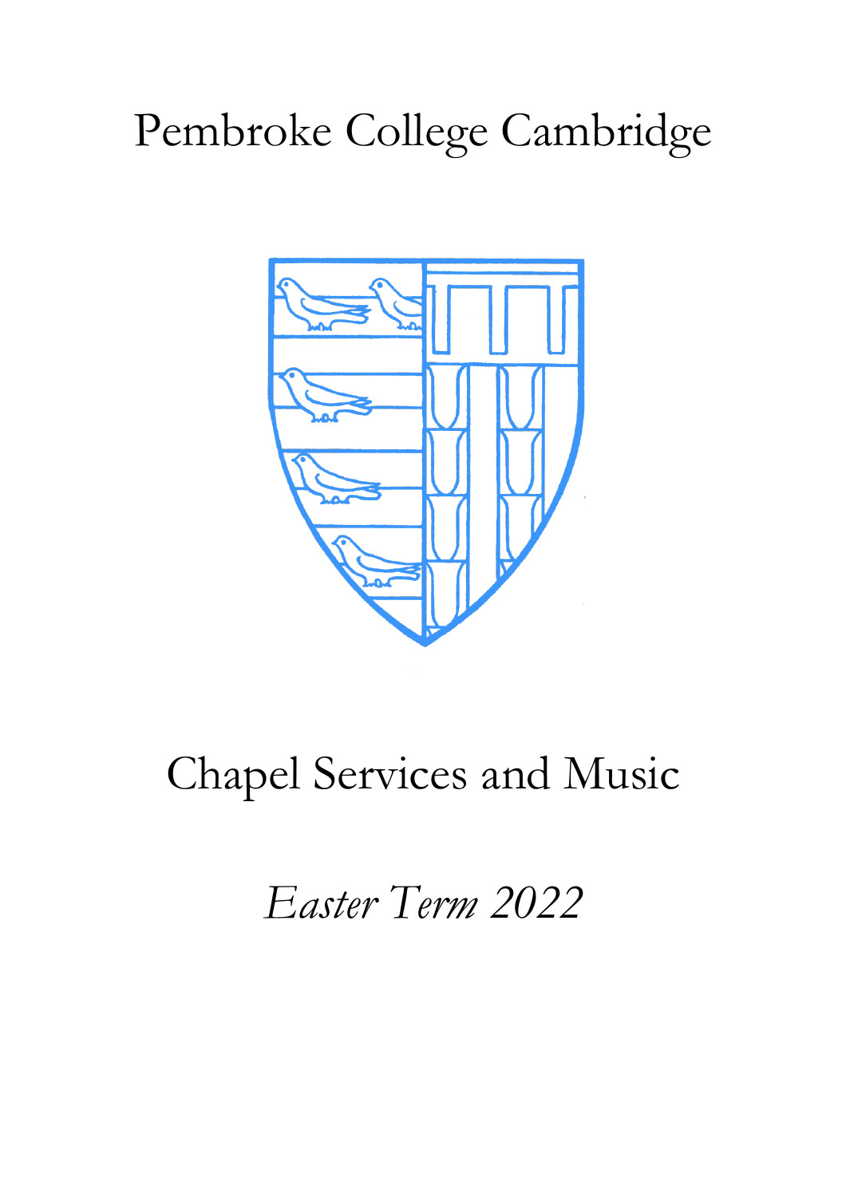# Pembroke College Cambridge

## Chapel Services and Music

### *Easter Term 2022*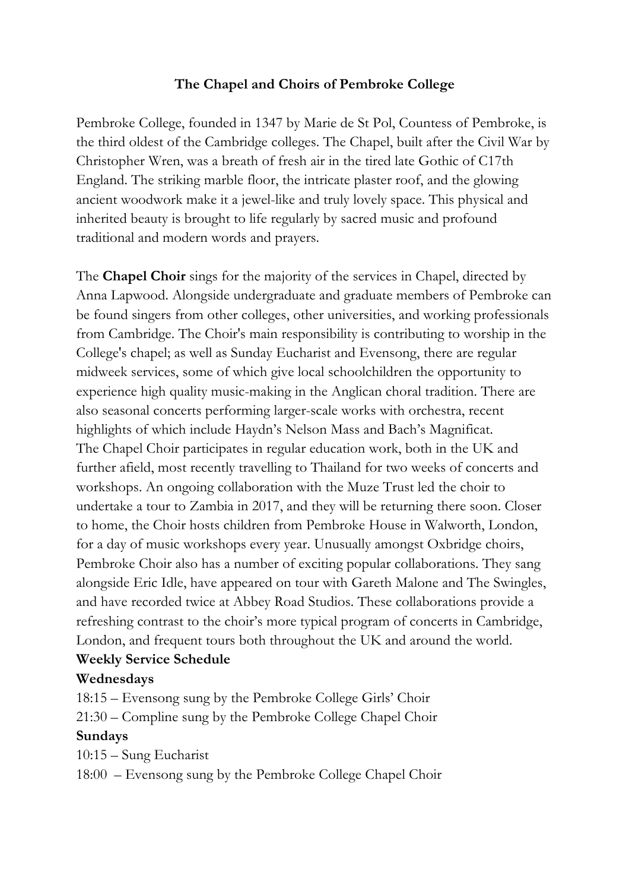# The Chapel and Choirs of Pembroke College

Pembroke College, founded in 1347 by Marie de St Pol, Countess of Pembroke, is the third oldest of the Cambridge colleges. The Chapel, built after the Civil War by Christopher Wren, was a breath of fresh air in the tired late Gothic of C17th England. The striking marble floor, the intricate plaster roof, and the glowing ancient woodwork make it a jewel-like and truly lovely space. This physical and inherited beauty is brought to life regularly by sacred music and profound traditional and modern words and prayers.

The **Chapel Choir** sings for the majority of the services in Chapel, directed by Anna Lapwood. Alongside undergraduate and graduate members of Pembroke can be found singers from other colleges, other universities, and working professionals from Cambridge. The Choir's main responsibility is contributing to worship in the College's chapel; as well as Sunday Eucharist and Evensong, there are regular midweek services, some of which give local schoolchildren the opportunity to experience high quality music-making in the Anglican choral tradition. There are also seasonal concerts performing larger-scale works with orchestra, recent highlights of which include Haydn's Nelson Mass and Bach's Magnificat.
The Chapel Choir participates in regular education work, both in the UK and further afield, most recently travelling to Thailand for two weeks of concerts and workshops. An ongoing collaboration with the Muze Trust led the choir to undertake a tour to Zambia in 2017, and they will be returning there soon. Closer to home, the Choir hosts children from Pembroke House in Walworth, London, for a day of music workshops every year. Unusually amongst Oxbridge choirs, Pembroke Choir also has a number of exciting popular collaborations. They sang alongside Eric Idle, have appeared on tour with Gareth Malone and The Swingles, and have recorded twice at Abbey Road Studios. These collaborations provide a refreshing contrast to the choir's more typical program of concerts in Cambridge, London, and frequent tours both throughout the UK and around the world.

**Weekly Service Schedule**

**Wednesdays**

18:15 – Evensong sung by the Pembroke College Girls' Choir
21:30 – Compline sung by the Pembroke College Chapel Choir

**Sundays**

10:15 – Sung Eucharist
18:00 – Evensong sung by the Pembroke College Chapel Choir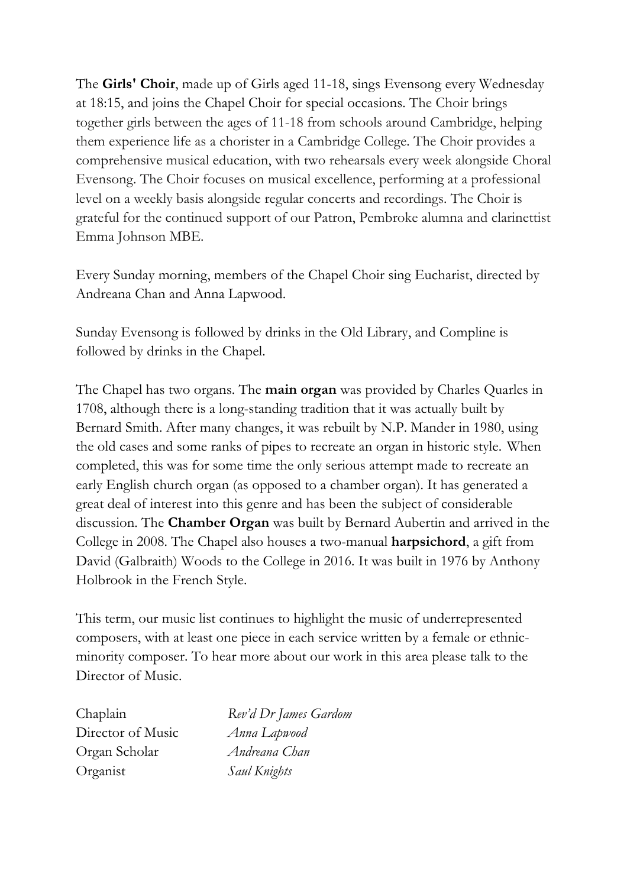The **Girls' Choir**, made up of Girls aged 11-18, sings Evensong every Wednesday at 18:15, and joins the Chapel Choir for special occasions. The Choir brings together girls between the ages of 11-18 from schools around Cambridge, helping them experience life as a chorister in a Cambridge College. The Choir provides a comprehensive musical education, with two rehearsals every week alongside Choral Evensong. The Choir focuses on musical excellence, performing at a professional level on a weekly basis alongside regular concerts and recordings. The Choir is grateful for the continued support of our Patron, Pembroke alumna and clarinettist Emma Johnson MBE.

Every Sunday morning, members of the Chapel Choir sing Eucharist, directed by Andreana Chan and Anna Lapwood.

Sunday Evensong is followed by drinks in the Old Library, and Compline is followed by drinks in the Chapel.

The Chapel has two organs. The **main organ** was provided by Charles Quarles in 1708, although there is a long-standing tradition that it was actually built by Bernard Smith. After many changes, it was rebuilt by N.P. Mander in 1980, using the old cases and some ranks of pipes to recreate an organ in historic style. When completed, this was for some time the only serious attempt made to recreate an early English church organ (as opposed to a chamber organ). It has generated a great deal of interest into this genre and has been the subject of considerable discussion. The **Chamber Organ** was built by Bernard Aubertin and arrived in the College in 2008. The Chapel also houses a two-manual **harpsichord**, a gift from David (Galbraith) Woods to the College in 2016. It was built in 1976 by Anthony Holbrook in the French Style.

This term, our music list continues to highlight the music of underrepresented composers, with at least one piece in each service written by a female or ethnic-minority composer. To hear more about our work in this area please talk to the Director of Music.

| | |
|---|---|
| Chaplain | *Rev'd Dr James Gardom* |
| Director of Music | *Anna Lapwood* |
| Organ Scholar | *Andreana Chan* |
| Organist | *Saul Knights* |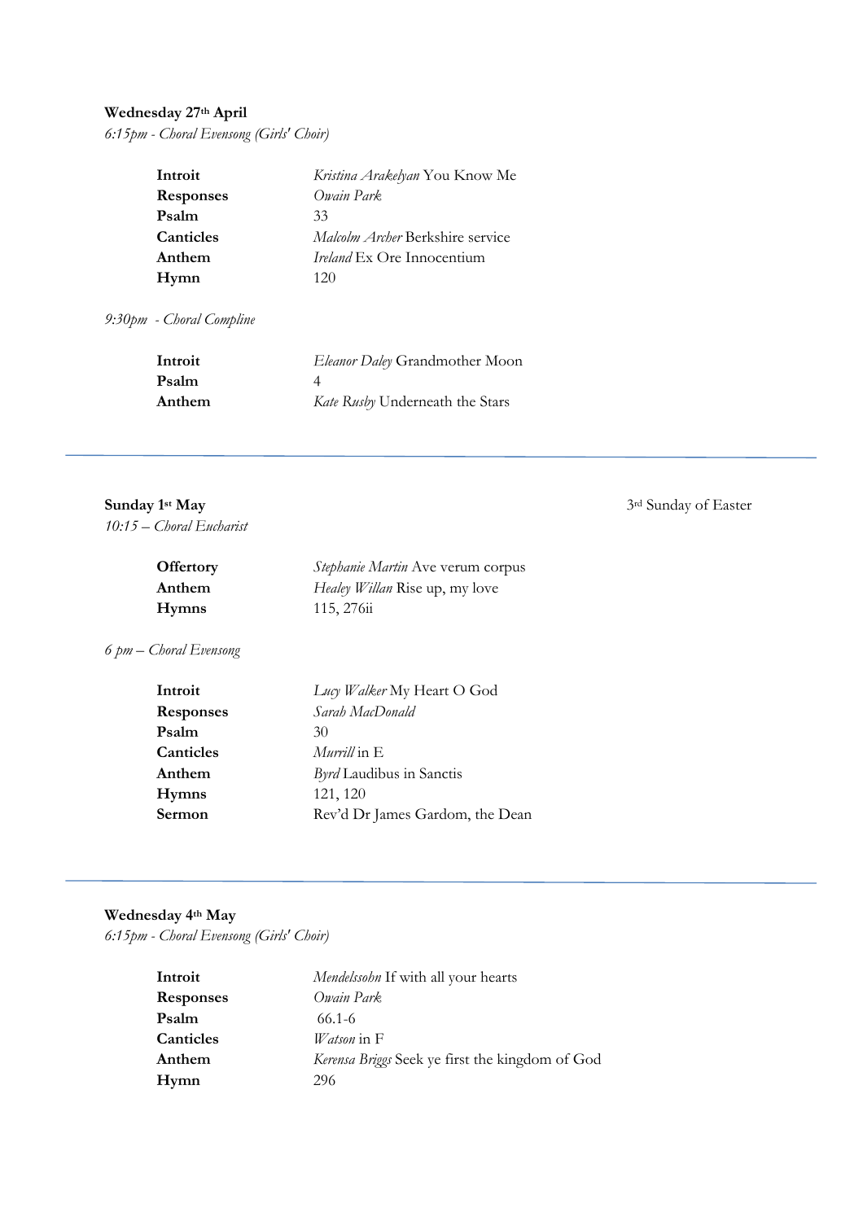**Wednesday 27th April**

*6:15pm - Choral Evensong (Girls' Choir)*

| | |
|---|---|
| **Introit** | *Kristina Arakelyan* You Know Me |
| **Responses** | *Owain Park* |
| **Psalm** | 33 |
| **Canticles** | *Malcolm Archer* Berkshire service |
| **Anthem** | *Ireland* Ex Ore Innocentium |
| **Hymn** | 120 |

*9:30pm - Choral Compline*

| | |
|---|---|
| **Introit** | *Eleanor Daley* Grandmother Moon |
| **Psalm** | 4 |
| **Anthem** | *Kate Rusby* Underneath the Stars |

---

**Sunday 1st May** 3rd Sunday of Easter

*10:15 – Choral Eucharist*

| | |
|---|---|
| **Offertory** | *Stephanie Martin* Ave verum corpus |
| **Anthem** | *Healey Willan* Rise up, my love |
| **Hymns** | 115, 276ii |

*6 pm – Choral Evensong*

| | |
|---|---|
| **Introit** | *Lucy Walker* My Heart O God |
| **Responses** | *Sarah MacDonald* |
| **Psalm** | 30 |
| **Canticles** | *Murrill* in E |
| **Anthem** | *Byrd* Laudibus in Sanctis |
| **Hymns** | 121, 120 |
| **Sermon** | Rev'd Dr James Gardom, the Dean |

---

**Wednesday 4th May**

*6:15pm - Choral Evensong (Girls' Choir)*

| | |
|---|---|
| **Introit** | *Mendelssohn* If with all your hearts |
| **Responses** | *Owain Park* |
| **Psalm** | 66.1-6 |
| **Canticles** | *Watson* in F |
| **Anthem** | *Kerensa Briggs* Seek ye first the kingdom of God |
| **Hymn** | 296 |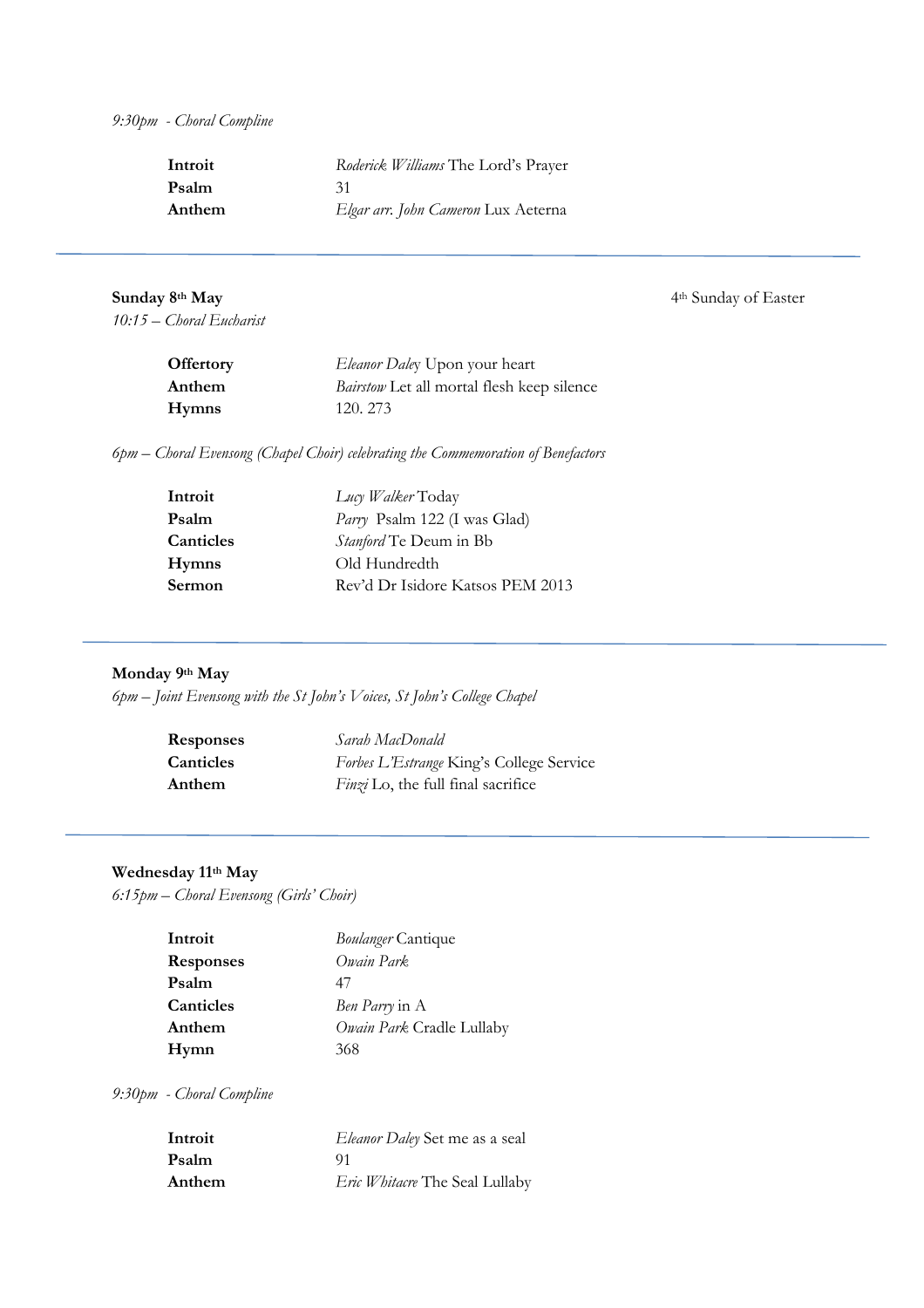*9:30pm - Choral Compline*

| | |
|---|---|
| **Introit** | *Roderick Williams* The Lord's Prayer |
| **Psalm** | 31 |
| **Anthem** | *Elgar arr. John Cameron* Lux Aeterna |

---

**Sunday 8th May** — 4th Sunday of Easter

*10:15 – Choral Eucharist*

| | |
|---|---|
| **Offertory** | *Eleanor Daley* Upon your heart |
| **Anthem** | *Bairstow* Let all mortal flesh keep silence |
| **Hymns** | 120. 273 |

*6pm – Choral Evensong (Chapel Choir) celebrating the Commemoration of Benefactors*

| | |
|---|---|
| **Introit** | *Lucy Walker* Today |
| **Psalm** | *Parry* Psalm 122 (I was Glad) |
| **Canticles** | *Stanford* Te Deum in Bb |
| **Hymns** | Old Hundredth |
| **Sermon** | Rev'd Dr Isidore Katsos PEM 2013 |

---

**Monday 9th May**

*6pm – Joint Evensong with the St John's Voices, St John's College Chapel*

| | |
|---|---|
| **Responses** | *Sarah MacDonald* |
| **Canticles** | *Forbes L'Estrange* King's College Service |
| **Anthem** | *Finzi* Lo, the full final sacrifice |

---

**Wednesday 11th May**

*6:15pm – Choral Evensong (Girls' Choir)*

| | |
|---|---|
| **Introit** | *Boulanger* Cantique |
| **Responses** | *Owain Park* |
| **Psalm** | 47 |
| **Canticles** | *Ben Parry* in A |
| **Anthem** | *Owain Park* Cradle Lullaby |
| **Hymn** | 368 |

*9:30pm - Choral Compline*

| | |
|---|---|
| **Introit** | *Eleanor Daley* Set me as a seal |
| **Psalm** | 91 |
| **Anthem** | *Eric Whitacre* The Seal Lullaby |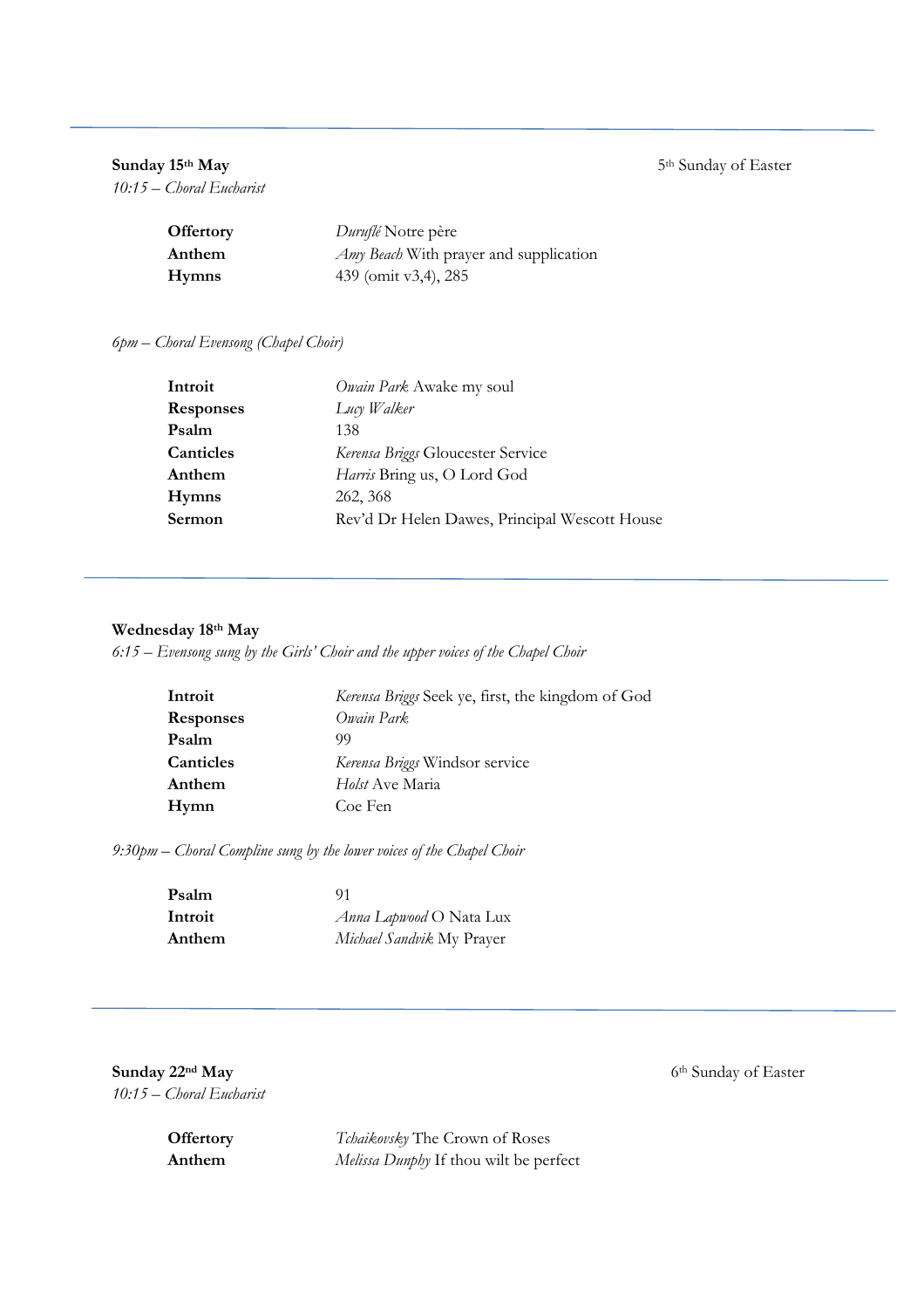---

**Sunday 15th May** 5th Sunday of Easter

*10:15 – Choral Eucharist*

| | |
|---|---|
| **Offertory** | *Duruflé* Notre père |
| **Anthem** | *Amy Beach* With prayer and supplication |
| **Hymns** | 439 (omit v3,4), 285 |

*6pm – Choral Evensong (Chapel Choir)*

| | |
|---|---|
| **Introit** | *Owain Park* Awake my soul |
| **Responses** | *Lucy Walker* |
| **Psalm** | 138 |
| **Canticles** | *Kerensa Briggs* Gloucester Service |
| **Anthem** | *Harris* Bring us, O Lord God |
| **Hymns** | 262, 368 |
| **Sermon** | Rev'd Dr Helen Dawes, Principal Wescott House |

---

**Wednesday 18th May**

*6:15 – Evensong sung by the Girls' Choir and the upper voices of the Chapel Choir*

| | |
|---|---|
| **Introit** | *Kerensa Briggs* Seek ye, first, the kingdom of God |
| **Responses** | *Owain Park* |
| **Psalm** | 99 |
| **Canticles** | *Kerensa Briggs* Windsor service |
| **Anthem** | *Holst* Ave Maria |
| **Hymn** | Coe Fen |

*9:30pm – Choral Compline sung by the lower voices of the Chapel Choir*

| | |
|---|---|
| **Psalm** | 91 |
| **Introit** | *Anna Lapwood* O Nata Lux |
| **Anthem** | *Michael Sandvik* My Prayer |

---

**Sunday 22nd May** 6th Sunday of Easter

*10:15 – Choral Eucharist*

| | |
|---|---|
| **Offertory** | *Tchaikovsky* The Crown of Roses |
| **Anthem** | *Melissa Dunphy* If thou wilt be perfect |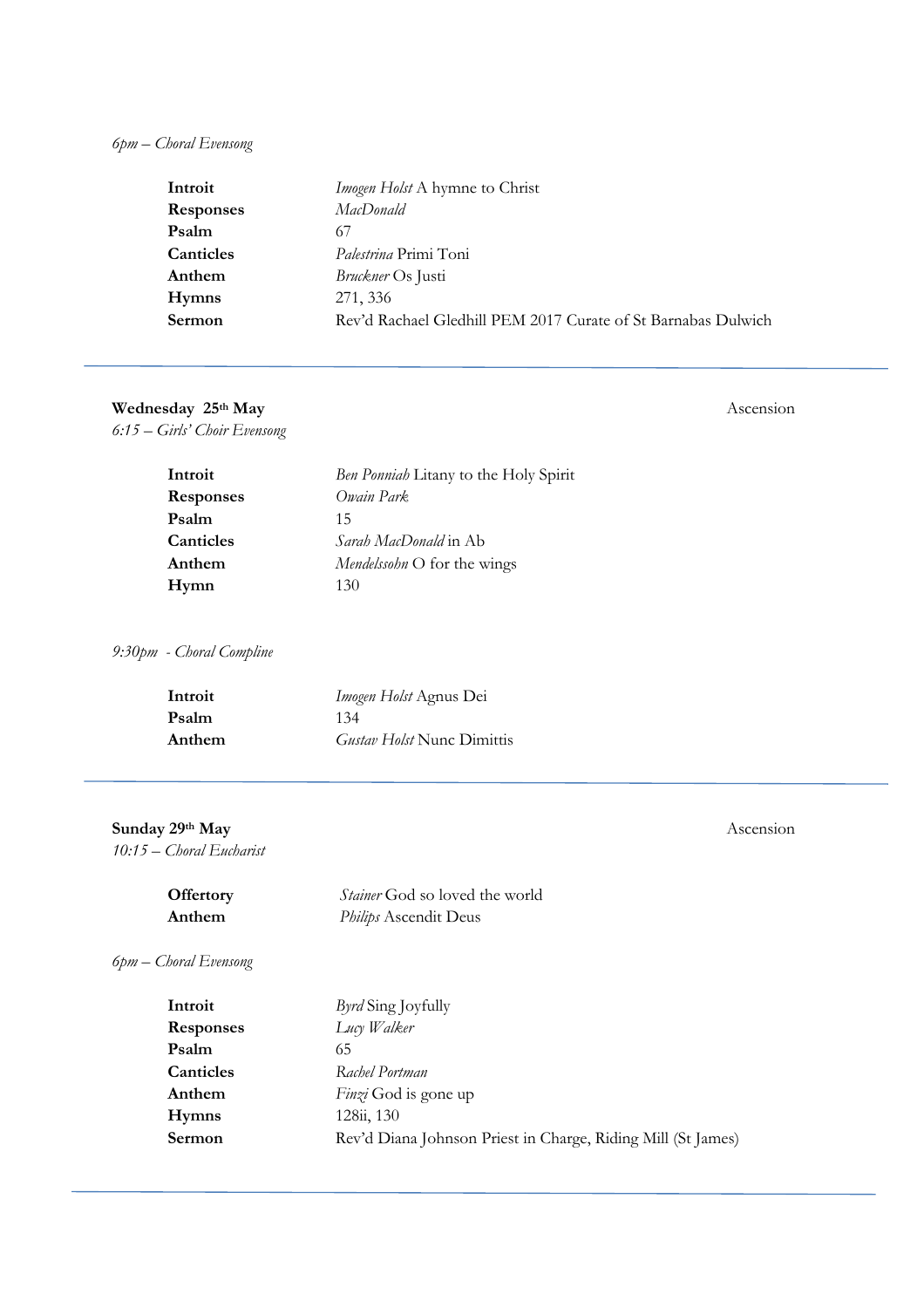*6pm – Choral Evensong*

| | |
|---|---|
| **Introit** | *Imogen Holst* A hymne to Christ |
| **Responses** | *MacDonald* |
| **Psalm** | 67 |
| **Canticles** | *Palestrina* Primi Toni |
| **Anthem** | *Bruckner* Os Justi |
| **Hymns** | 271, 336 |
| **Sermon** | Rev'd Rachael Gledhill PEM 2017 Curate of St Barnabas Dulwich |

---

**Wednesday 25th May** Ascension

*6:15 – Girls' Choir Evensong*

| | |
|---|---|
| **Introit** | *Ben Ponniah* Litany to the Holy Spirit |
| **Responses** | *Owain Park* |
| **Psalm** | 15 |
| **Canticles** | *Sarah MacDonald* in Ab |
| **Anthem** | *Mendelssohn* O for the wings |
| **Hymn** | 130 |

*9:30pm - Choral Compline*

| | |
|---|---|
| **Introit** | *Imogen Holst* Agnus Dei |
| **Psalm** | 134 |
| **Anthem** | *Gustav Holst* Nunc Dimittis |

---

**Sunday 29th May** Ascension

*10:15 – Choral Eucharist*

| | |
|---|---|
| **Offertory** | *Stainer* God so loved the world |
| **Anthem** | *Philips* Ascendit Deus |

*6pm – Choral Evensong*

| | |
|---|---|
| **Introit** | *Byrd* Sing Joyfully |
| **Responses** | *Lucy Walker* |
| **Psalm** | 65 |
| **Canticles** | *Rachel Portman* |
| **Anthem** | *Finzi* God is gone up |
| **Hymns** | 128ii, 130 |
| **Sermon** | Rev'd Diana Johnson Priest in Charge, Riding Mill (St James) |

---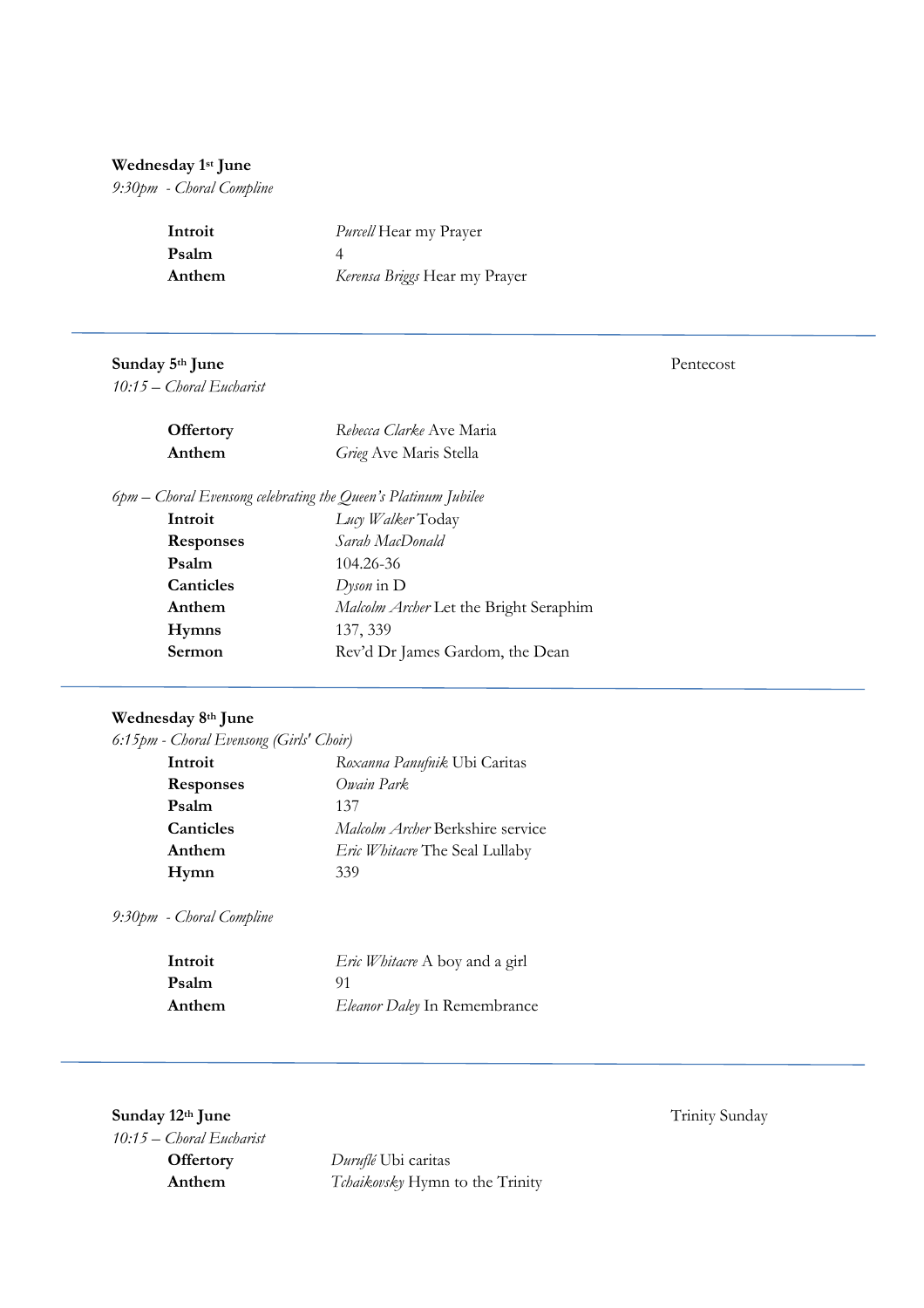**Wednesday 1st June**
*9:30pm - Choral Compline*

| | |
|---|---|
| **Introit** | *Purcell* Hear my Prayer |
| **Psalm** | 4 |
| **Anthem** | *Kerensa Briggs* Hear my Prayer |

---

**Sunday 5th June** — Pentecost
*10:15 – Choral Eucharist*

| | |
|---|---|
| **Offertory** | *Rebecca Clarke* Ave Maria |
| **Anthem** | *Grieg* Ave Maris Stella |

*6pm – Choral Evensong celebrating the Queen's Platinum Jubilee*

| | |
|---|---|
| **Introit** | *Lucy Walker* Today |
| **Responses** | *Sarah MacDonald* |
| **Psalm** | 104.26-36 |
| **Canticles** | *Dyson* in D |
| **Anthem** | *Malcolm Archer* Let the Bright Seraphim |
| **Hymns** | 137, 339 |
| **Sermon** | Rev'd Dr James Gardom, the Dean |

---

**Wednesday 8th June**
*6:15pm - Choral Evensong (Girls' Choir)*

| | |
|---|---|
| **Introit** | *Roxanna Panufnik* Ubi Caritas |
| **Responses** | *Owain Park* |
| **Psalm** | 137 |
| **Canticles** | *Malcolm Archer* Berkshire service |
| **Anthem** | *Eric Whitacre* The Seal Lullaby |
| **Hymn** | 339 |

*9:30pm - Choral Compline*

| | |
|---|---|
| **Introit** | *Eric Whitacre* A boy and a girl |
| **Psalm** | 91 |
| **Anthem** | *Eleanor Daley* In Remembrance |

---

**Sunday 12th June** — Trinity Sunday
*10:15 – Choral Eucharist*

| | |
|---|---|
| **Offertory** | *Duruflé* Ubi caritas |
| **Anthem** | *Tchaikovsky* Hymn to the Trinity |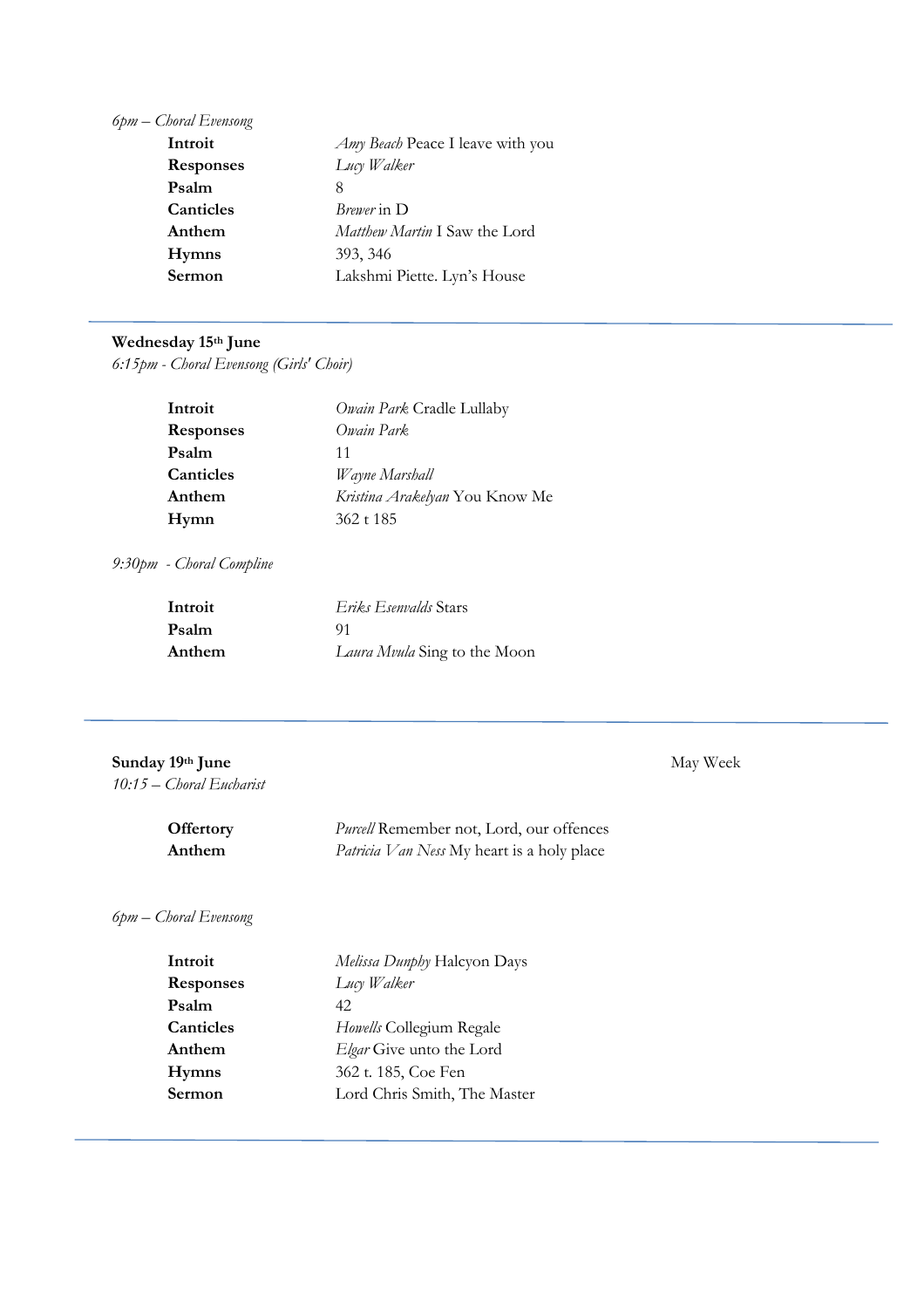*6pm – Choral Evensong*

| | |
|---|---|
| **Introit** | *Amy Beach* Peace I leave with you |
| **Responses** | *Lucy Walker* |
| **Psalm** | 8 |
| **Canticles** | *Brewer* in D |
| **Anthem** | *Matthew Martin* I Saw the Lord |
| **Hymns** | 393, 346 |
| **Sermon** | Lakshmi Piette. Lyn's House |

---

**Wednesday 15th June**

*6:15pm - Choral Evensong (Girls' Choir)*

| | |
|---|---|
| **Introit** | *Owain Park* Cradle Lullaby |
| **Responses** | *Owain Park* |
| **Psalm** | 11 |
| **Canticles** | *Wayne Marshall* |
| **Anthem** | *Kristina Arakelyan* You Know Me |
| **Hymn** | 362 t 185 |

*9:30pm - Choral Compline*

| | |
|---|---|
| **Introit** | *Eriks Esenvalds* Stars |
| **Psalm** | 91 |
| **Anthem** | *Laura Mvula* Sing to the Moon |

---

**Sunday 19th June** May Week

*10:15 – Choral Eucharist*

| | |
|---|---|
| **Offertory** | *Purcell* Remember not, Lord, our offences |
| **Anthem** | *Patricia Van Ness* My heart is a holy place |

*6pm – Choral Evensong*

| | |
|---|---|
| **Introit** | *Melissa Dunphy* Halcyon Days |
| **Responses** | *Lucy Walker* |
| **Psalm** | 42 |
| **Canticles** | *Howells* Collegium Regale |
| **Anthem** | *Elgar* Give unto the Lord |
| **Hymns** | 362 t. 185, Coe Fen |
| **Sermon** | Lord Chris Smith, The Master |

---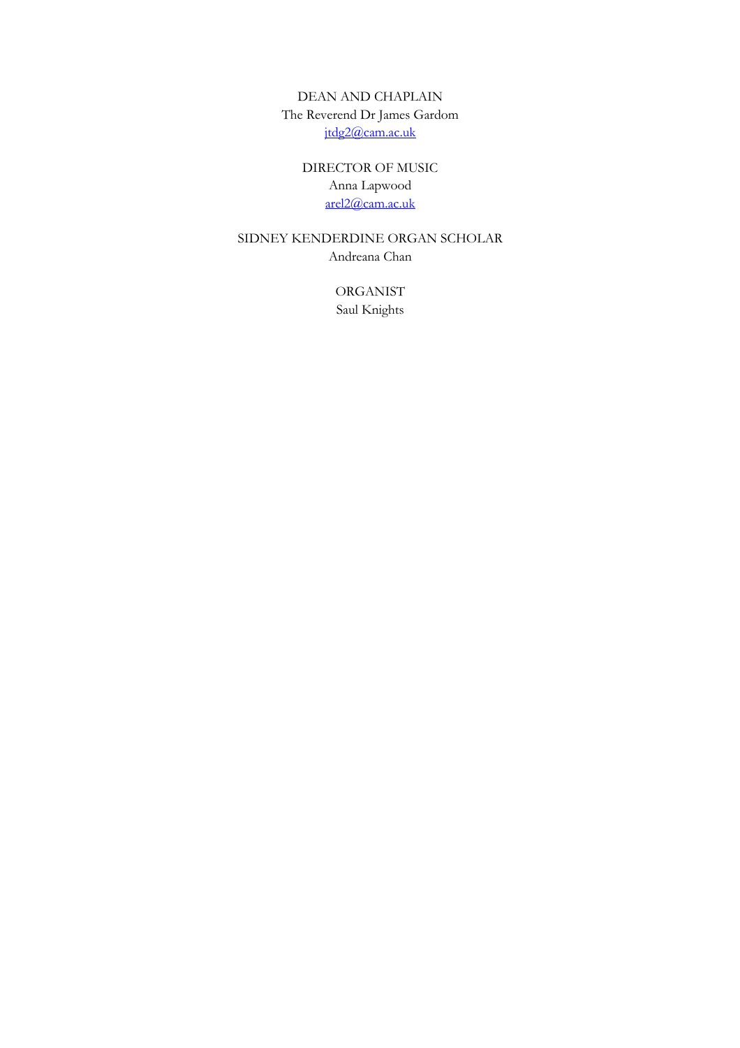DEAN AND CHAPLAIN
The Reverend Dr James Gardom
jtdg2@cam.ac.uk

DIRECTOR OF MUSIC
Anna Lapwood
arel2@cam.ac.uk

SIDNEY KENDERDINE ORGAN SCHOLAR
Andreana Chan

ORGANIST
Saul Knights